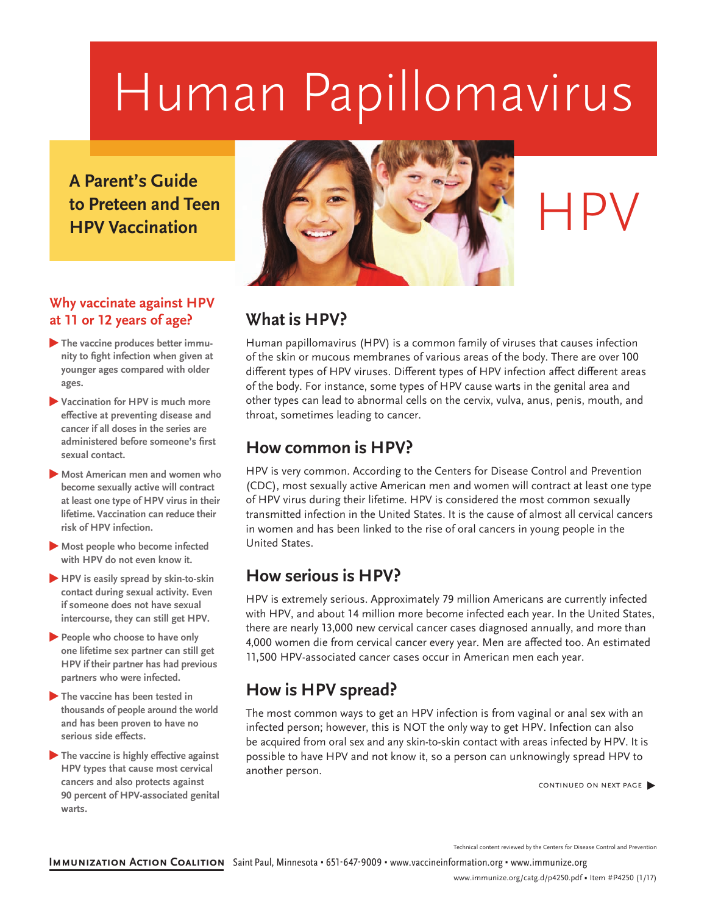# Human Papillomavirus

## A Parent's Guide to Preteen and Teen HPV Vaccination

# HPV

### Why vaccinate against HPV at 11 or 12 years of age?

- The vaccine produces better immunity to fight infection when given at younger ages compared with older ages.
- Vaccination for HPV is much more effective at preventing disease and cancer if all doses in the series are administered before someone's first sexual contact.
- Most American men and women who become sexually active will contract at least one type of HPV virus in their lifetime. Vaccination can reduce their risk of HPV infection.
- Most people who become infected with HPV do not even know it.
- HPV is easily spread by skin-to-skin contact during sexual activity. Even if someone does not have sexual intercourse, they can still get HPV.
- People who choose to have only one lifetime sex partner can still get HPV if their partner has had previous partners who were infected.
- The vaccine has been tested in thousands of people around the world and has been proven to have no serious side effects.
- The vaccine is highly effective against HPV types that cause most cervical cancers and also protects against 90 percent of HPV-associated genital warts.

## What is HPV?

Human papillomavirus (HPV) is a common family of viruses that causes infection of the skin or mucous membranes of various areas of the body. There are over 100 different types of HPV viruses. Different types of HPV infection affect different areas of the body. For instance, some types of HPV cause warts in the genital area and other types can lead to abnormal cells on the cervix, vulva, anus, penis, mouth, and throat, sometimes leading to cancer.

## How common is HPV?

HPV is very common. According to the Centers for Disease Control and Prevention (CDC), most sexually active American men and women will contract at least one type of HPV virus during their lifetime. HPV is considered the most common sexually transmitted infection in the United States. It is the cause of almost all cervical cancers in women and has been linked to the rise of oral cancers in young people in the United States.

## How serious is HPV?

HPV is extremely serious. Approximately 79 million Americans are currently infected with HPV, and about 14 million more become infected each year. In the United States, there are nearly 13,000 new cervical cancer cases diagnosed annually, and more than 4,000 women die from cervical cancer every year. Men are affected too. An estimated 11,500 HPV-associated cancer cases occur in American men each year.

## How is HPV spread?

The most common ways to get an HPV infection is from vaginal or anal sex with an infected person; however, this is NOT the only way to get HPV. Infection can also be acquired from oral sex and any skin-to-skin contact with areas infected by HPV. It is possible to have HPV and not know it, so a person can unknowingly spread HPV to another person.

CONTINUED ON NEXT PAGE ▶

Technical content reviewed by the Centers for Disease Control and Prevention

**Immunization Action Coalition** Saint Paul, Minnesota • 651-647-9009 • www.vaccineinformation.org • www.immunize.org

www.immunize.org/catg.d/p4250.pdf • Item #P4250 (1/17)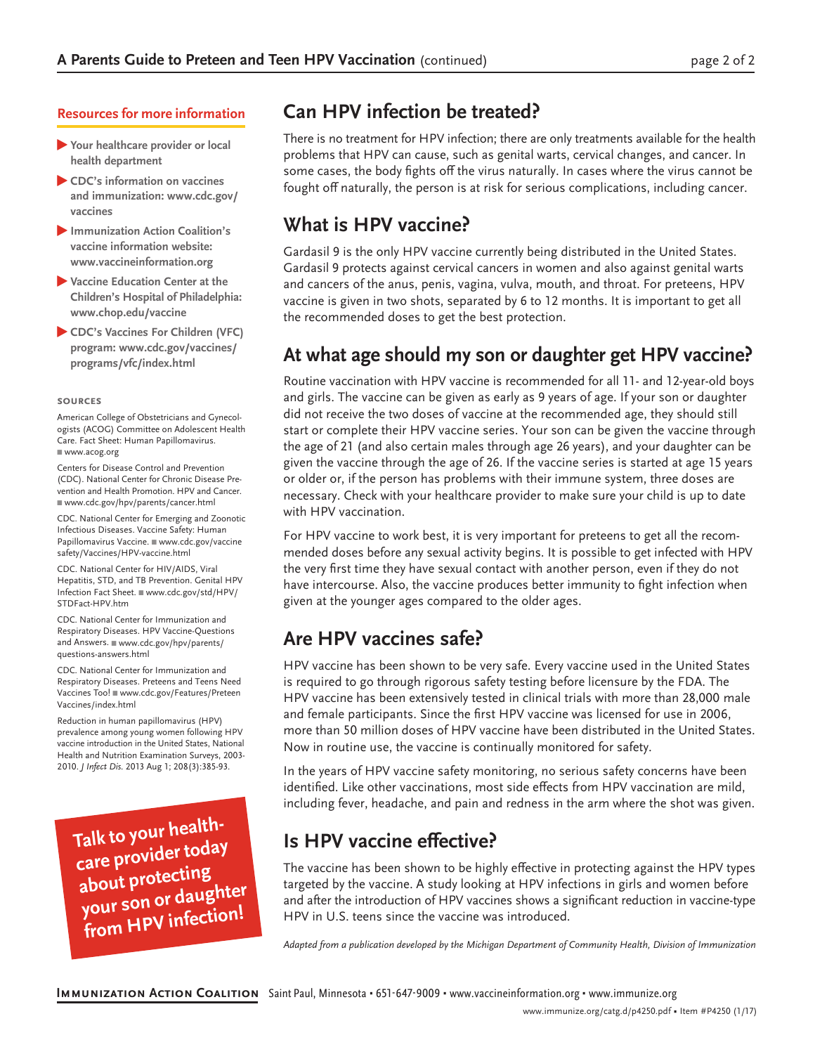## Resources for more information

- **Your healthcare provider or local health department**
- **CDC's information on vaccines and immunization: www.cdc.gov/vaccines**
- **Immunization Action Coalition's vaccine information website: www.vaccineinformation.org**
- **Vaccine Education Center at the Children's Hospital of Philadelphia: www.chop.edu/vaccine**
- **CDC's Vaccines For Children (VFC) program: www.cdc.gov/vaccines/programs/vfc/index.html**

### SOURCES

American College of Obstetricians and Gynecologists (ACOG) Committee on Adolescent Health Care. Fact Sheet: Human Papillomavirus. ■ www.acog.org

Centers for Disease Control and Prevention (CDC). National Center for Chronic Disease Prevention and Health Promotion. HPV and Cancer. ■ www.cdc.gov/hpv/parents/cancer.html

CDC. National Center for Emerging and Zoonotic Infectious Diseases. Vaccine Safety: Human Papillomavirus Vaccine. ■ www.cdc.gov/vaccinesafety/Vaccines/HPV-vaccine.html

CDC. National Center for HIV/AIDS, Viral Hepatitis, STD, and TB Prevention. Genital HPV Infection Fact Sheet. ■ www.cdc.gov/std/HPV/STDFact-HPV.htm

CDC. National Center for Immunization and Respiratory Diseases. HPV Vaccine-Questions and Answers. ■ www.cdc.gov/hpv/parents/questions-answers.html

CDC. National Center for Immunization and Respiratory Diseases. Preteens and Teens Need Vaccines Too! ■ www.cdc.gov/Features/PreteenVaccines/index.html

Reduction in human papillomavirus (HPV) prevalence among young women following HPV vaccine introduction in the United States, National Health and Nutrition Examination Surveys, 2003-2010. *J Infect Dis.* 2013 Aug 1; 208(3):385-93.

**Talk to your healthcare provider today about protecting your son or daughter from HPV infection!**

## Can HPV infection be treated?

There is no treatment for HPV infection; there are only treatments available for the health problems that HPV can cause, such as genital warts, cervical changes, and cancer. In some cases, the body fights off the virus naturally. In cases where the virus cannot be fought off naturally, the person is at risk for serious complications, including cancer.

## What is HPV vaccine?

Gardasil 9 is the only HPV vaccine currently being distributed in the United States. Gardasil 9 protects against cervical cancers in women and also against genital warts and cancers of the anus, penis, vagina, vulva, mouth, and throat. For preteens, HPV vaccine is given in two shots, separated by 6 to 12 months. It is important to get all the recommended doses to get the best protection.

## At what age should my son or daughter get HPV vaccine?

Routine vaccination with HPV vaccine is recommended for all 11- and 12-year-old boys and girls. The vaccine can be given as early as 9 years of age. If your son or daughter did not receive the two doses of vaccine at the recommended age, they should still start or complete their HPV vaccine series. Your son can be given the vaccine through the age of 21 (and also certain males through age 26 years), and your daughter can be given the vaccine through the age of 26. If the vaccine series is started at age 15 years or older or, if the person has problems with their immune system, three doses are necessary. Check with your healthcare provider to make sure your child is up to date with HPV vaccination.

For HPV vaccine to work best, it is very important for preteens to get all the recommended doses before any sexual activity begins. It is possible to get infected with HPV the very first time they have sexual contact with another person, even if they do not have intercourse. Also, the vaccine produces better immunity to fight infection when given at the younger ages compared to the older ages.

## Are HPV vaccines safe?

HPV vaccine has been shown to be very safe. Every vaccine used in the United States is required to go through rigorous safety testing before licensure by the FDA. The HPV vaccine has been extensively tested in clinical trials with more than 28,000 male and female participants. Since the first HPV vaccine was licensed for use in 2006, more than 50 million doses of HPV vaccine have been distributed in the United States. Now in routine use, the vaccine is continually monitored for safety.

In the years of HPV vaccine safety monitoring, no serious safety concerns have been identified. Like other vaccinations, most side effects from HPV vaccination are mild, including fever, headache, and pain and redness in the arm where the shot was given.

## Is HPV vaccine effective?

The vaccine has been shown to be highly effective in protecting against the HPV types targeted by the vaccine. A study looking at HPV infections in girls and women before and after the introduction of HPV vaccines shows a significant reduction in vaccine-type HPV in U.S. teens since the vaccine was introduced.

*Adapted from a publication developed by the Michigan Department of Community Health, Division of Immunization*

**Immunization Action Coalition** Saint Paul, Minnesota • 651-647-9009 • www.vaccineinformation.org • www.immunize.org

www.immunize.org/catg.d/p4250.pdf • Item #P4250 (1/17)